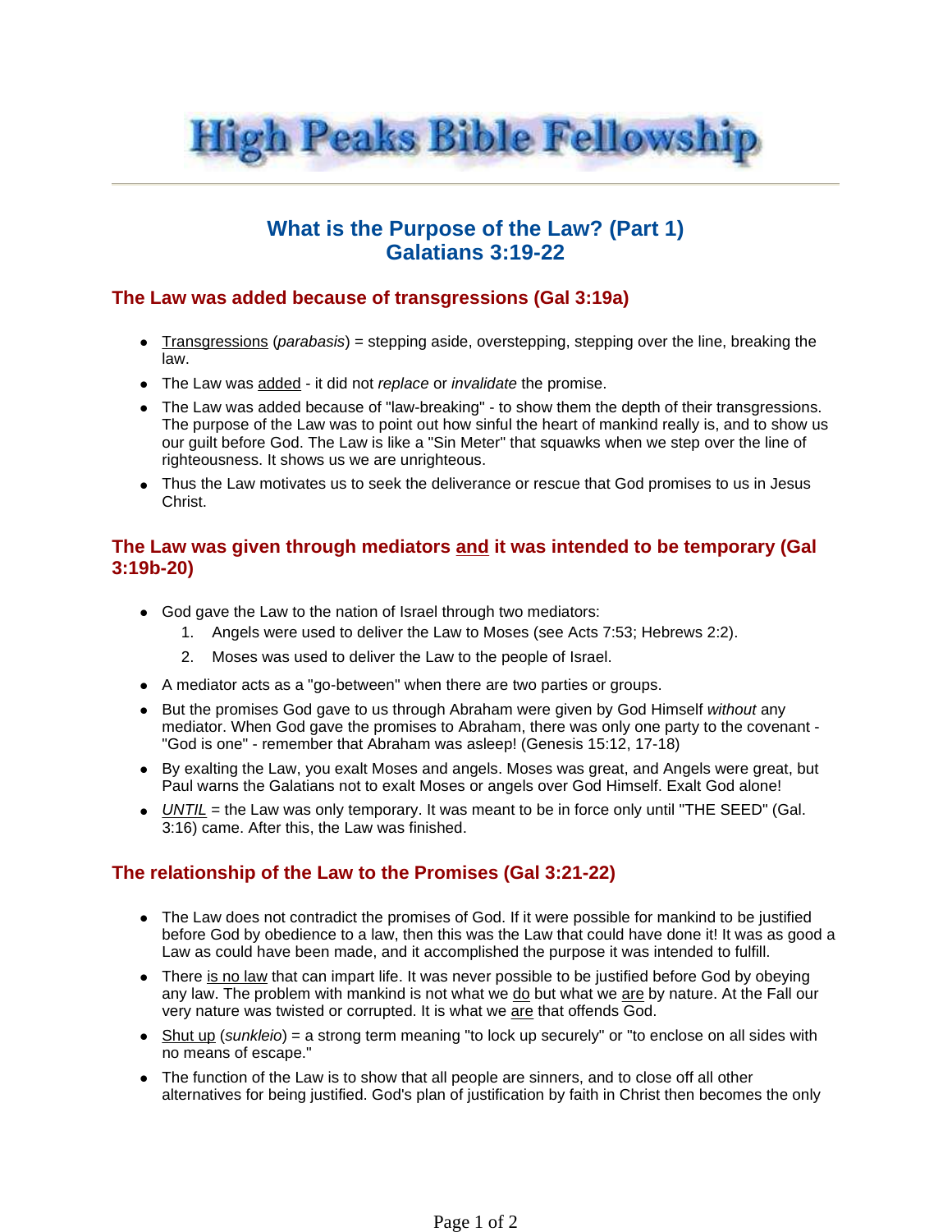# High Peaks Bible Fellowship

## What is the Purpose of the Law? (Part 1)
## Galatians 3:19-22

### The Law was added because of transgressions (Gal 3:19a)

- <u>Transgressions</u> (*parabasis*) = stepping aside, overstepping, stepping over the line, breaking the law.
- The Law was <u>added</u> - it did not *replace* or *invalidate* the promise.
- The Law was added because of "law-breaking" - to show them the depth of their transgressions. The purpose of the Law was to point out how sinful the heart of mankind really is, and to show us our guilt before God. The Law is like a "Sin Meter" that squawks when we step over the line of righteousness. It shows us we are unrighteous.
- Thus the Law motivates us to seek the deliverance or rescue that God promises to us in Jesus Christ.

### The Law was given through mediators <u>and</u> it was intended to be temporary (Gal 3:19b-20)

- God gave the Law to the nation of Israel through two mediators:
  1. Angels were used to deliver the Law to Moses (see Acts 7:53; Hebrews 2:2).
  2. Moses was used to deliver the Law to the people of Israel.
- A mediator acts as a "go-between" when there are two parties or groups.
- But the promises God gave to us through Abraham were given by God Himself *without* any mediator. When God gave the promises to Abraham, there was only one party to the covenant - "God is one" - remember that Abraham was asleep! (Genesis 15:12, 17-18)
- By exalting the Law, you exalt Moses and angels. Moses was great, and Angels were great, but Paul warns the Galatians not to exalt Moses or angels over God Himself. Exalt God alone!
- <u>*UNTIL*</u> = the Law was only temporary. It was meant to be in force only until "THE SEED" (Gal. 3:16) came. After this, the Law was finished.

### The relationship of the Law to the Promises (Gal 3:21-22)

- The Law does not contradict the promises of God. If it were possible for mankind to be justified before God by obedience to a law, then this was the Law that could have done it! It was as good a Law as could have been made, and it accomplished the purpose it was intended to fulfill.
- There <u>is no law</u> that can impart life. It was never possible to be justified before God by obeying any law. The problem with mankind is not what we <u>do</u> but what we <u>are</u> by nature. At the Fall our very nature was twisted or corrupted. It is what we <u>are</u> that offends God.
- <u>Shut up</u> (*sunkleio*) = a strong term meaning "to lock up securely" or "to enclose on all sides with no means of escape."
- The function of the Law is to show that all people are sinners, and to close off all other alternatives for being justified. God's plan of justification by faith in Christ then becomes the only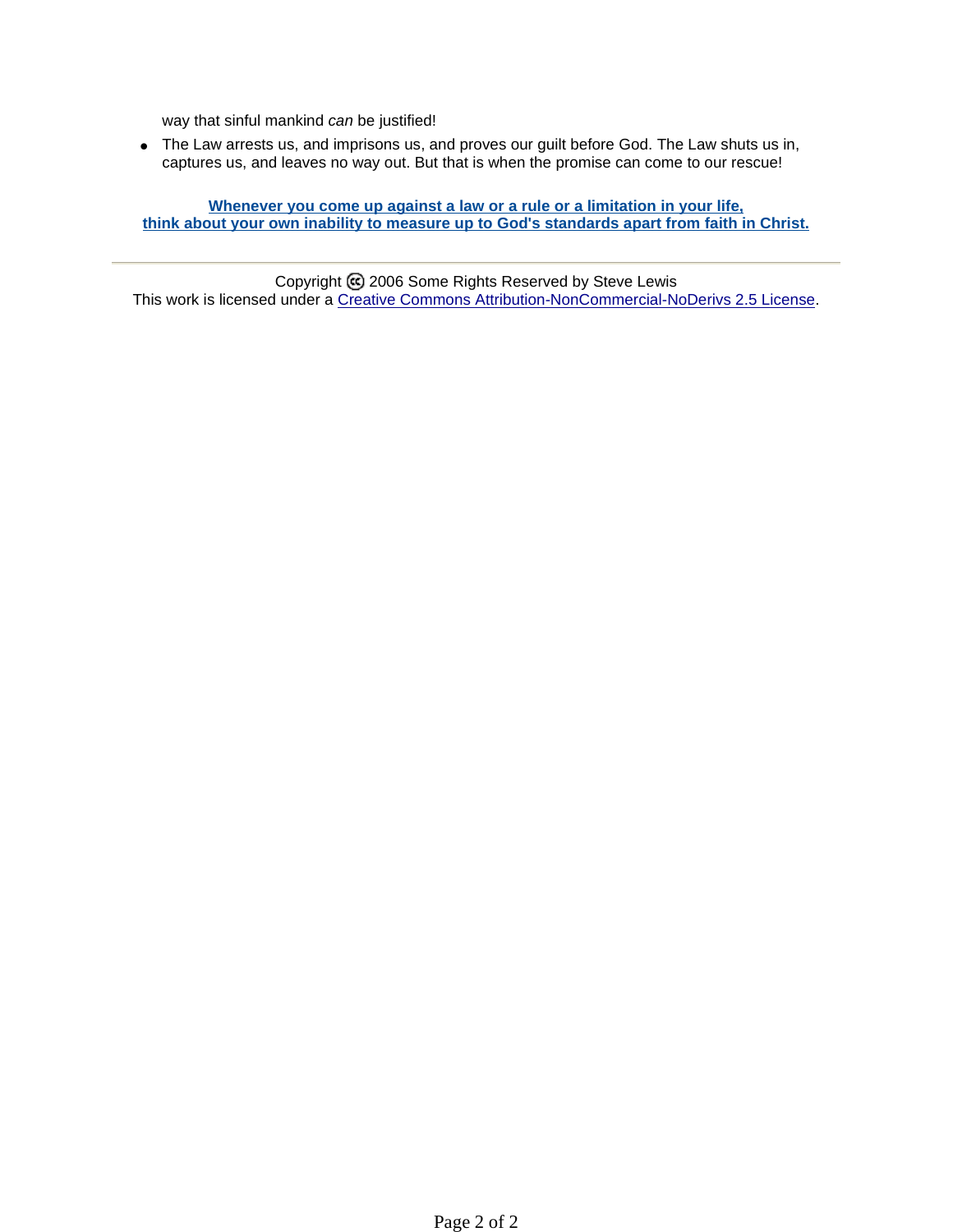way that sinful mankind *can* be justified!

- The Law arrests us, and imprisons us, and proves our guilt before God. The Law shuts us in, captures us, and leaves no way out. But that is when the promise can come to our rescue!

**Whenever you come up against a law or a rule or a limitation in your life,
think about your own inability to measure up to God's standards apart from faith in Christ.**

---

Copyright 🅭 2006 Some Rights Reserved by Steve Lewis
This work is licensed under a Creative Commons Attribution-NonCommercial-NoDerivs 2.5 License.